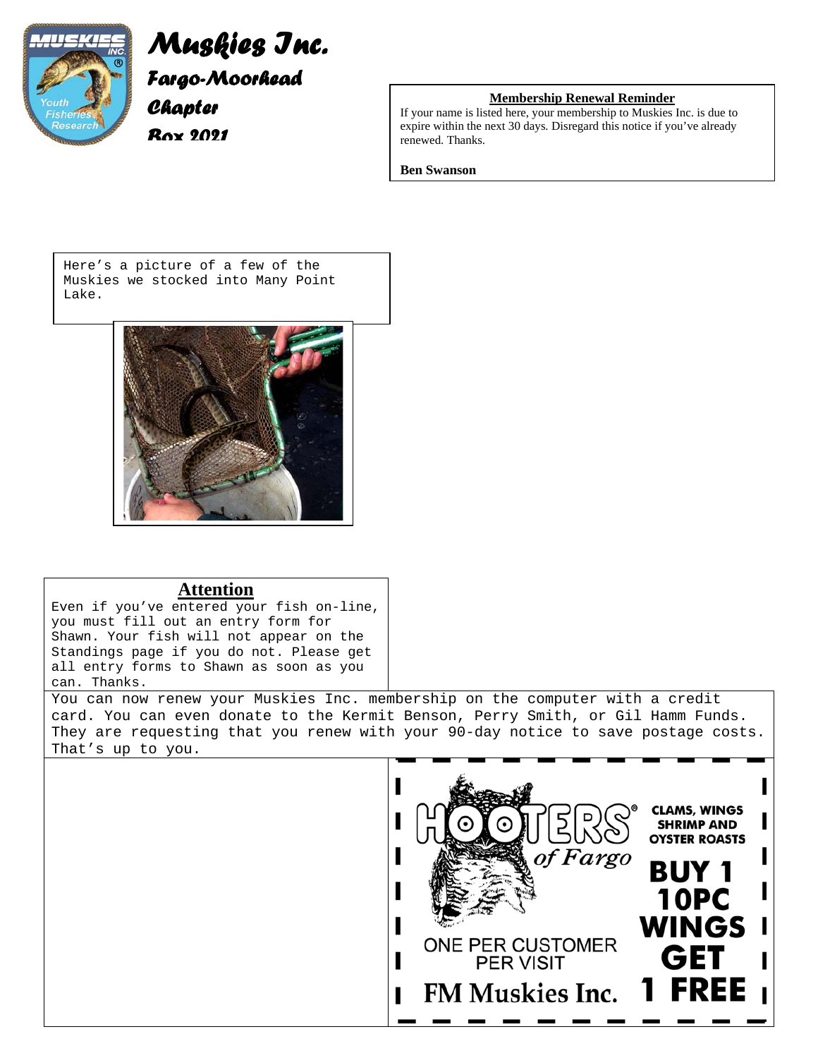# Muskies Inc.

## Fargo-Moorhead Chapter

## Box 2021

**Membership Renewal Reminder**

If your name is listed here, your membership to Muskies Inc. is due to expire within the next 30 days. Disregard this notice if you've already renewed. Thanks.

**Ben Swanson**

Here's a picture of a few of the Muskies we stocked into Many Point Lake.

## Attention

Even if you've entered your fish on-line, you must fill out an entry form for Shawn. Your fish will not appear on the Standings page if you do not. Please get all entry forms to Shawn as soon as you can. Thanks.

You can now renew your Muskies Inc. membership on the computer with a credit card. You can even donate to the Kermit Benson, Perry Smith, or Gil Hamm Funds. They are requesting that you renew with your 90-day notice to save postage costs. That's up to you.

HOOTERS of Fargo

CLAMS, WINGS SHRIMP AND OYSTER ROASTS

BUY 1 10PC WINGS GET 1 FREE

ONE PER CUSTOMER PER VISIT

FM Muskies Inc.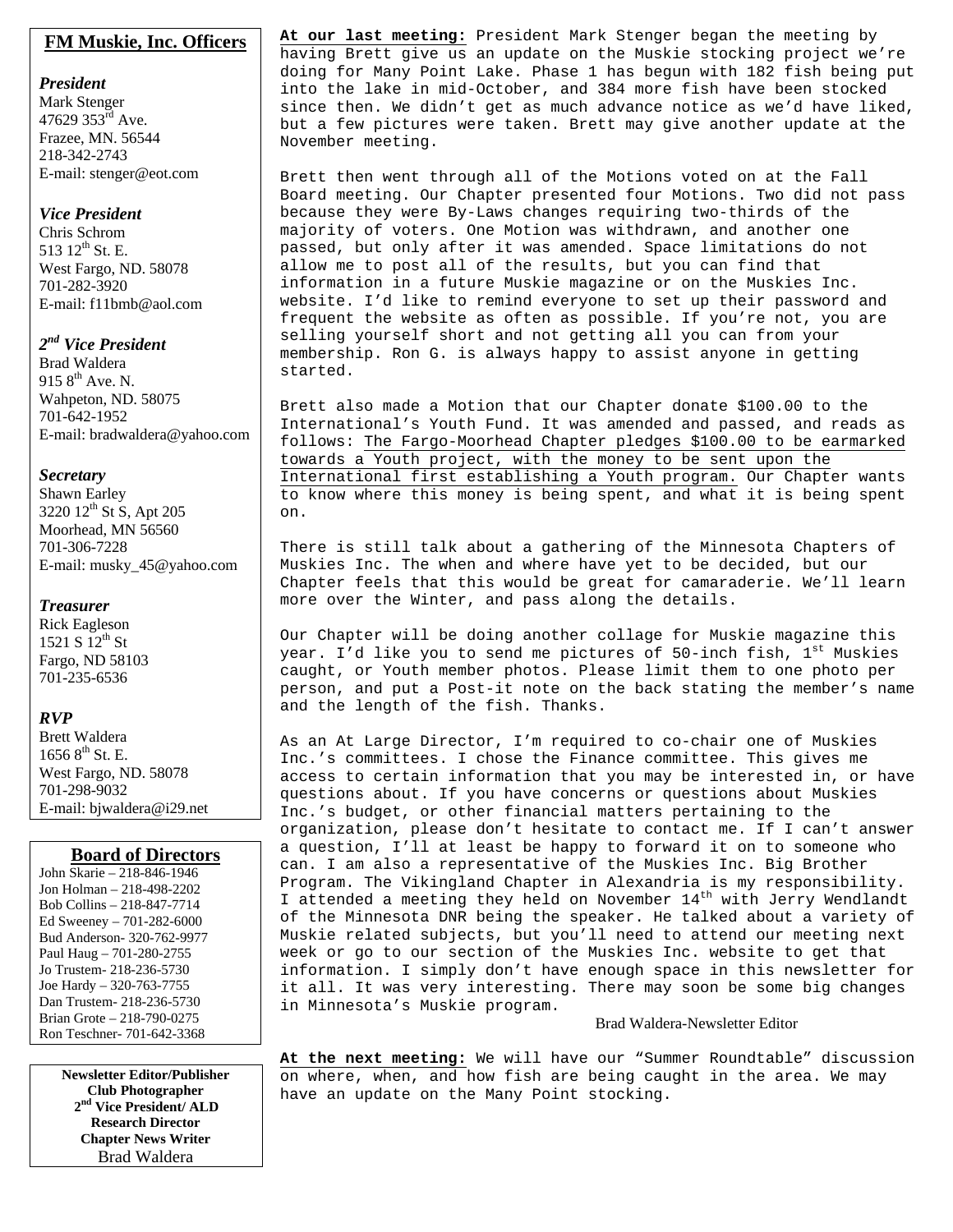## FM Muskie, Inc. Officers

*President*
Mark Stenger
47629 353rd Ave.
Frazee, MN. 56544
218-342-2743
E-mail: stenger@eot.com

*Vice President*
Chris Schrom
513 12th St. E.
West Fargo, ND. 58078
701-282-3920
E-mail: f11bmb@aol.com

*2nd Vice President*
Brad Waldera
915 8th Ave. N.
Wahpeton, ND. 58075
701-642-1952
E-mail: bradwaldera@yahoo.com

*Secretary*
Shawn Earley
3220 12th St S, Apt 205
Moorhead, MN 56560
701-306-7228
E-mail: musky_45@yahoo.com

*Treasurer*
Rick Eagleson
1521 S 12th St
Fargo, ND 58103
701-235-6536

*RVP*
Brett Waldera
1656 8th St. E.
West Fargo, ND. 58078
701-298-9032
E-mail: bjwaldera@i29.net

## Board of Directors

John Skarie – 218-846-1946
Jon Holman – 218-498-2202
Bob Collins – 218-847-7714
Ed Sweeney – 701-282-6000
Bud Anderson- 320-762-9977
Paul Haug – 701-280-2755
Jo Trustem- 218-236-5730
Joe Hardy – 320-763-7755
Dan Trustem- 218-236-5730
Brian Grote – 218-790-0275
Ron Teschner- 701-642-3368

**Newsletter Editor/Publisher**
**Club Photographer**
**2nd Vice President/ ALD**
**Research Director**
**Chapter News Writer**
Brad Waldera

**At our last meeting:** President Mark Stenger began the meeting by having Brett give us an update on the Muskie stocking project we're doing for Many Point Lake. Phase 1 has begun with 182 fish being put into the lake in mid-October, and 384 more fish have been stocked since then. We didn't get as much advance notice as we'd have liked, but a few pictures were taken. Brett may give another update at the November meeting.

Brett then went through all of the Motions voted on at the Fall Board meeting. Our Chapter presented four Motions. Two did not pass because they were By-Laws changes requiring two-thirds of the majority of voters. One Motion was withdrawn, and another one passed, but only after it was amended. Space limitations do not allow me to post all of the results, but you can find that information in a future Muskie magazine or on the Muskies Inc. website. I'd like to remind everyone to set up their password and frequent the website as often as possible. If you're not, you are selling yourself short and not getting all you can from your membership. Ron G. is always happy to assist anyone in getting started.

Brett also made a Motion that our Chapter donate $100.00 to the International's Youth Fund. It was amended and passed, and reads as follows: The Fargo-Moorhead Chapter pledges $100.00 to be earmarked towards a Youth project, with the money to be sent upon the International first establishing a Youth program. Our Chapter wants to know where this money is being spent, and what it is being spent on.

There is still talk about a gathering of the Minnesota Chapters of Muskies Inc. The when and where have yet to be decided, but our Chapter feels that this would be great for camaraderie. We'll learn more over the Winter, and pass along the details.

Our Chapter will be doing another collage for Muskie magazine this year. I'd like you to send me pictures of 50-inch fish, 1st Muskies caught, or Youth member photos. Please limit them to one photo per person, and put a Post-it note on the back stating the member's name and the length of the fish. Thanks.

As an At Large Director, I'm required to co-chair one of Muskies Inc.'s committees. I chose the Finance committee. This gives me access to certain information that you may be interested in, or have questions about. If you have concerns or questions about Muskies Inc.'s budget, or other financial matters pertaining to the organization, please don't hesitate to contact me. If I can't answer a question, I'll at least be happy to forward it on to someone who can. I am also a representative of the Muskies Inc. Big Brother Program. The Vikingland Chapter in Alexandria is my responsibility. I attended a meeting they held on November 14th with Jerry Wendlandt of the Minnesota DNR being the speaker. He talked about a variety of Muskie related subjects, but you'll need to attend our meeting next week or go to our section of the Muskies Inc. website to get that information. I simply don't have enough space in this newsletter for it all. It was very interesting. There may soon be some big changes in Minnesota's Muskie program.

Brad Waldera-Newsletter Editor

**At the next meeting:** We will have our "Summer Roundtable" discussion on where, when, and how fish are being caught in the area. We may have an update on the Many Point stocking.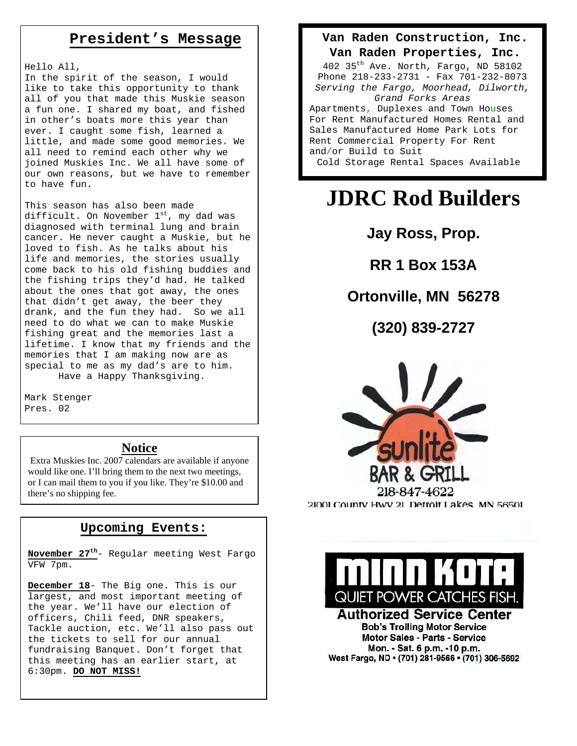## President's Message

Hello All,
In the spirit of the season, I would like to take this opportunity to thank all of you that made this Muskie season a fun one. I shared my boat, and fished in other's boats more this year than ever. I caught some fish, learned a little, and made some good memories. We all need to remind each other why we joined Muskies Inc. We all have some of our own reasons, but we have to remember to have fun.

This season has also been made difficult. On November 1st, my dad was diagnosed with terminal lung and brain cancer. He never caught a Muskie, but he loved to fish. As he talks about his life and memories, the stories usually come back to his old fishing buddies and the fishing trips they'd had. He talked about the ones that got away, the ones that didn't get away, the beer they drank, and the fun they had. So we all need to do what we can to make Muskie fishing great and the memories last a lifetime. I know that my friends and the memories that I am making now are as special to me as my dad's are to him.
Have a Happy Thanksgiving.

Mark Stenger
Pres. 02

## Notice

Extra Muskies Inc. 2007 calendars are available if anyone would like one. I'll bring them to the next two meetings, or I can mail them to you if you like. They're $10.00 and there's no shipping fee.

## Upcoming Events:

**November 27th**- Regular meeting West Fargo VFW 7pm.

**December 18**- The Big one. This is our largest, and most important meeting of the year. We'll have our election of officers, Chili feed, DNR speakers, Tackle auction, etc. We'll also pass out the tickets to sell for our annual fundraising Banquet. Don't forget that this meeting has an earlier start, at 6:30pm. **DO NOT MISS!**

**Van Raden Construction, Inc.**
**Van Raden Properties, Inc.**
402 35th Ave. North, Fargo, ND 58102
Phone 218-233-2731 - Fax 701-232-8073
*Serving the Fargo, Moorhead, Dilworth, Grand Forks Areas*
Apartments, Duplexes and Town Houses For Rent Manufactured Homes Rental and Sales Manufactured Home Park Lots for Rent Commercial Property For Rent and/or Build to Suit
Cold Storage Rental Spaces Available

# JDRC Rod Builders

**Jay Ross, Prop.**

**RR 1 Box 153A**

**Ortonville, MN 56278**

**(320) 839-2727**

sunlite BAR & GRILL
218-847-4622
21001 County Hwy 21, Detroit Lakes, MN 56501

MINN KOTA
QUIET POWER CATCHES FISH.
**Authorized Service Center**
Bob's Trolling Motor Service
Motor Sales - Parts - Service
Mon. - Sat. 6 p.m. -10 p.m.
West Fargo, ND • (701) 281-9566 • (701) 306-5692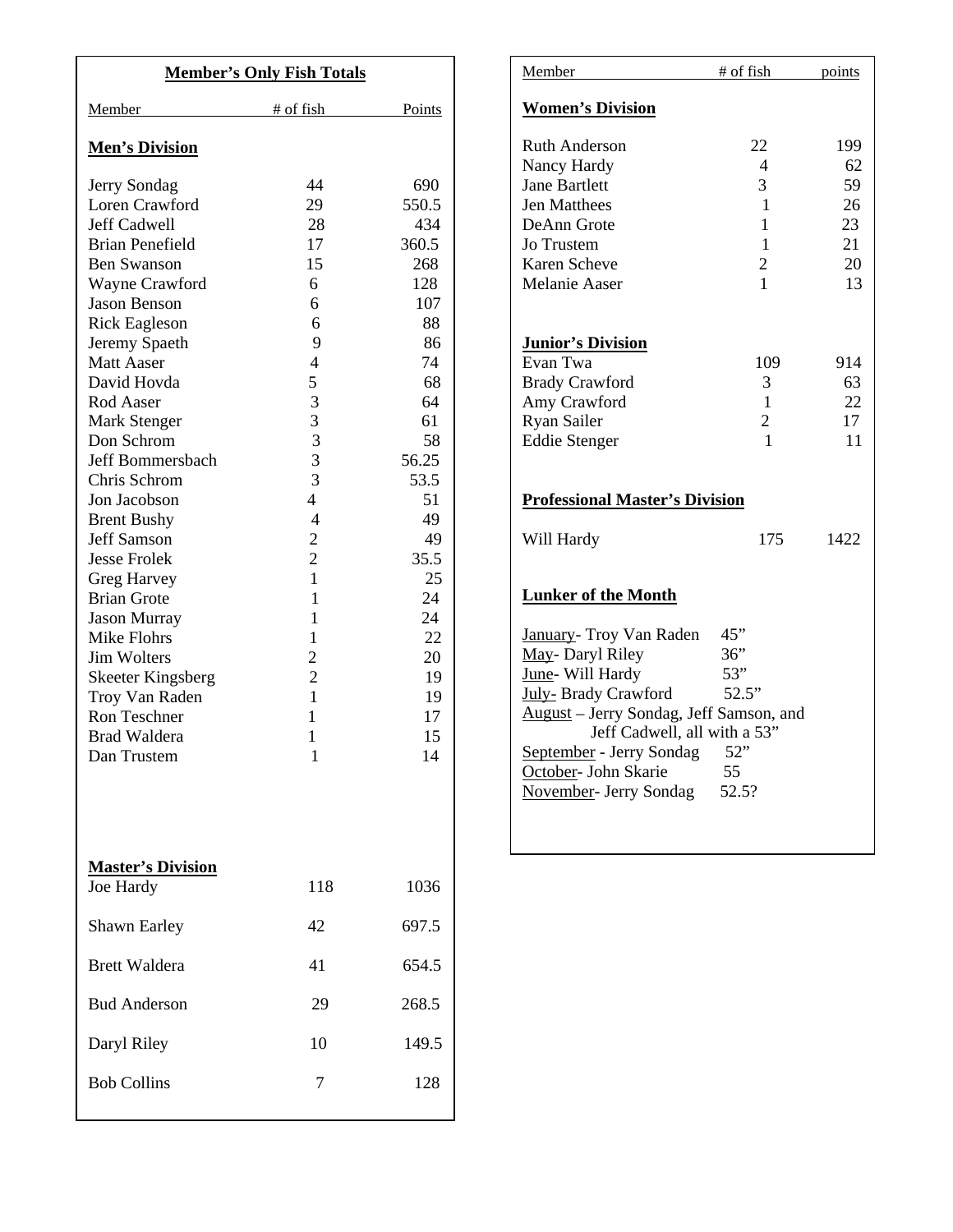## Member's Only Fish Totals

| Member | # of fish | Points |
|---|---|---|
| **Men's Division** | | |
| Jerry Sondag | 44 | 690 |
| Loren Crawford | 29 | 550.5 |
| Jeff Cadwell | 28 | 434 |
| Brian Penefield | 17 | 360.5 |
| Ben Swanson | 15 | 268 |
| Wayne Crawford | 6 | 128 |
| Jason Benson | 6 | 107 |
| Rick Eagleson | 6 | 88 |
| Jeremy Spaeth | 9 | 86 |
| Matt Aaser | 4 | 74 |
| David Hovda | 5 | 68 |
| Rod Aaser | 3 | 64 |
| Mark Stenger | 3 | 61 |
| Don Schrom | 3 | 58 |
| Jeff Bommersbach | 3 | 56.25 |
| Chris Schrom | 3 | 53.5 |
| Jon Jacobson | 4 | 51 |
| Brent Bushy | 4 | 49 |
| Jeff Samson | 2 | 49 |
| Jesse Frolek | 2 | 35.5 |
| Greg Harvey | 1 | 25 |
| Brian Grote | 1 | 24 |
| Jason Murray | 1 | 24 |
| Mike Flohrs | 1 | 22 |
| Jim Wolters | 2 | 20 |
| Skeeter Kingsberg | 2 | 19 |
| Troy Van Raden | 1 | 19 |
| Ron Teschner | 1 | 17 |
| Brad Waldera | 1 | 15 |
| Dan Trustem | 1 | 14 |
| **Master's Division** | | |
| Joe Hardy | 118 | 1036 |
| Shawn Earley | 42 | 697.5 |
| Brett Waldera | 41 | 654.5 |
| Bud Anderson | 29 | 268.5 |
| Daryl Riley | 10 | 149.5 |
| Bob Collins | 7 | 128 |

| Member | # of fish | points |
|---|---|---|
| **Women's Division** | | |
| Ruth Anderson | 22 | 199 |
| Nancy Hardy | 4 | 62 |
| Jane Bartlett | 3 | 59 |
| Jen Matthees | 1 | 26 |
| DeAnn Grote | 1 | 23 |
| Jo Trustem | 1 | 21 |
| Karen Scheve | 2 | 20 |
| Melanie Aaser | 1 | 13 |
| **Junior's Division** | | |
| Evan Twa | 109 | 914 |
| Brady Crawford | 3 | 63 |
| Amy Crawford | 1 | 22 |
| Ryan Sailer | 2 | 17 |
| Eddie Stenger | 1 | 11 |
| **Professional Master's Division** | | |
| Will Hardy | 175 | 1422 |

### Lunker of the Month

- January- Troy Van Raden 45"
- May- Daryl Riley 36"
- June- Will Hardy 53"
- July- Brady Crawford 52.5"
- August – Jerry Sondag, Jeff Samson, and Jeff Cadwell, all with a 53"
- September - Jerry Sondag 52"
- October- John Skarie 55
- November- Jerry Sondag 52.5?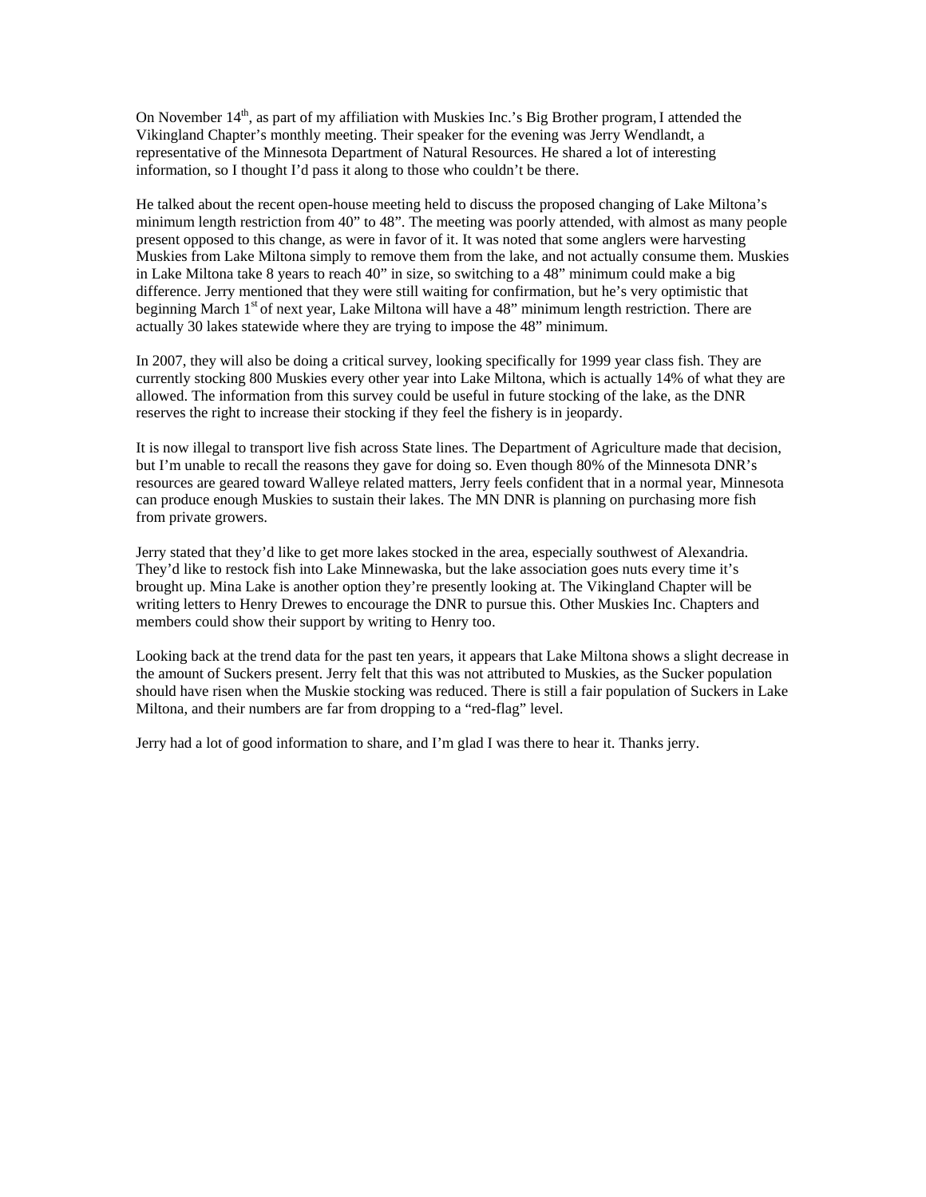On November 14th, as part of my affiliation with Muskies Inc.'s Big Brother program, I attended the Vikingland Chapter's monthly meeting. Their speaker for the evening was Jerry Wendlandt, a representative of the Minnesota Department of Natural Resources. He shared a lot of interesting information, so I thought I'd pass it along to those who couldn't be there.

He talked about the recent open-house meeting held to discuss the proposed changing of Lake Miltona's minimum length restriction from 40" to 48". The meeting was poorly attended, with almost as many people present opposed to this change, as were in favor of it. It was noted that some anglers were harvesting Muskies from Lake Miltona simply to remove them from the lake, and not actually consume them. Muskies in Lake Miltona take 8 years to reach 40" in size, so switching to a 48" minimum could make a big difference. Jerry mentioned that they were still waiting for confirmation, but he's very optimistic that beginning March 1st of next year, Lake Miltona will have a 48" minimum length restriction. There are actually 30 lakes statewide where they are trying to impose the 48" minimum.

In 2007, they will also be doing a critical survey, looking specifically for 1999 year class fish. They are currently stocking 800 Muskies every other year into Lake Miltona, which is actually 14% of what they are allowed. The information from this survey could be useful in future stocking of the lake, as the DNR reserves the right to increase their stocking if they feel the fishery is in jeopardy.

It is now illegal to transport live fish across State lines. The Department of Agriculture made that decision, but I'm unable to recall the reasons they gave for doing so. Even though 80% of the Minnesota DNR's resources are geared toward Walleye related matters, Jerry feels confident that in a normal year, Minnesota can produce enough Muskies to sustain their lakes. The MN DNR is planning on purchasing more fish from private growers.

Jerry stated that they'd like to get more lakes stocked in the area, especially southwest of Alexandria. They'd like to restock fish into Lake Minnewaska, but the lake association goes nuts every time it's brought up. Mina Lake is another option they're presently looking at. The Vikingland Chapter will be writing letters to Henry Drewes to encourage the DNR to pursue this. Other Muskies Inc. Chapters and members could show their support by writing to Henry too.

Looking back at the trend data for the past ten years, it appears that Lake Miltona shows a slight decrease in the amount of Suckers present. Jerry felt that this was not attributed to Muskies, as the Sucker population should have risen when the Muskie stocking was reduced. There is still a fair population of Suckers in Lake Miltona, and their numbers are far from dropping to a "red-flag" level.

Jerry had a lot of good information to share, and I'm glad I was there to hear it. Thanks jerry.